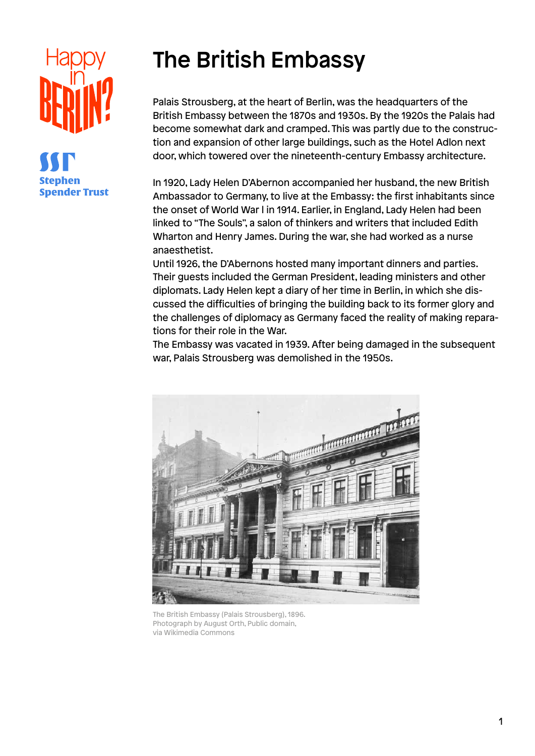# The British Embassy

Palais Strousberg, at the heart of Berlin, was the headquarters of the British Embassy between the 1870s and 1930s. By the 1920s the Palais had become somewhat dark and cramped. This was partly due to the construction and expansion of other large buildings, such as the Hotel Adlon next door, which towered over the nineteenth-century Embassy architecture.

In 1920, Lady Helen D'Abernon accompanied her husband, the new British Ambassador to Germany, to live at the Embassy: the first inhabitants since the onset of World War I in 1914. Earlier, in England, Lady Helen had been linked to "The Souls", a salon of thinkers and writers that included Edith Wharton and Henry James. During the war, she had worked as a nurse anaesthetist.

Until 1926, the D'Abernons hosted many important dinners and parties. Their guests included the German President, leading ministers and other diplomats. Lady Helen kept a diary of her time in Berlin, in which she discussed the difficulties of bringing the building back to its former glory and the challenges of diplomacy as Germany faced the reality of making reparations for their role in the War.

The Embassy was vacated in 1939. After being damaged in the subsequent war, Palais Strousberg was demolished in the 1950s.

The British Embassy (Palais Strousberg), 1896.
Photograph by August Orth, Public domain, via Wikimedia Commons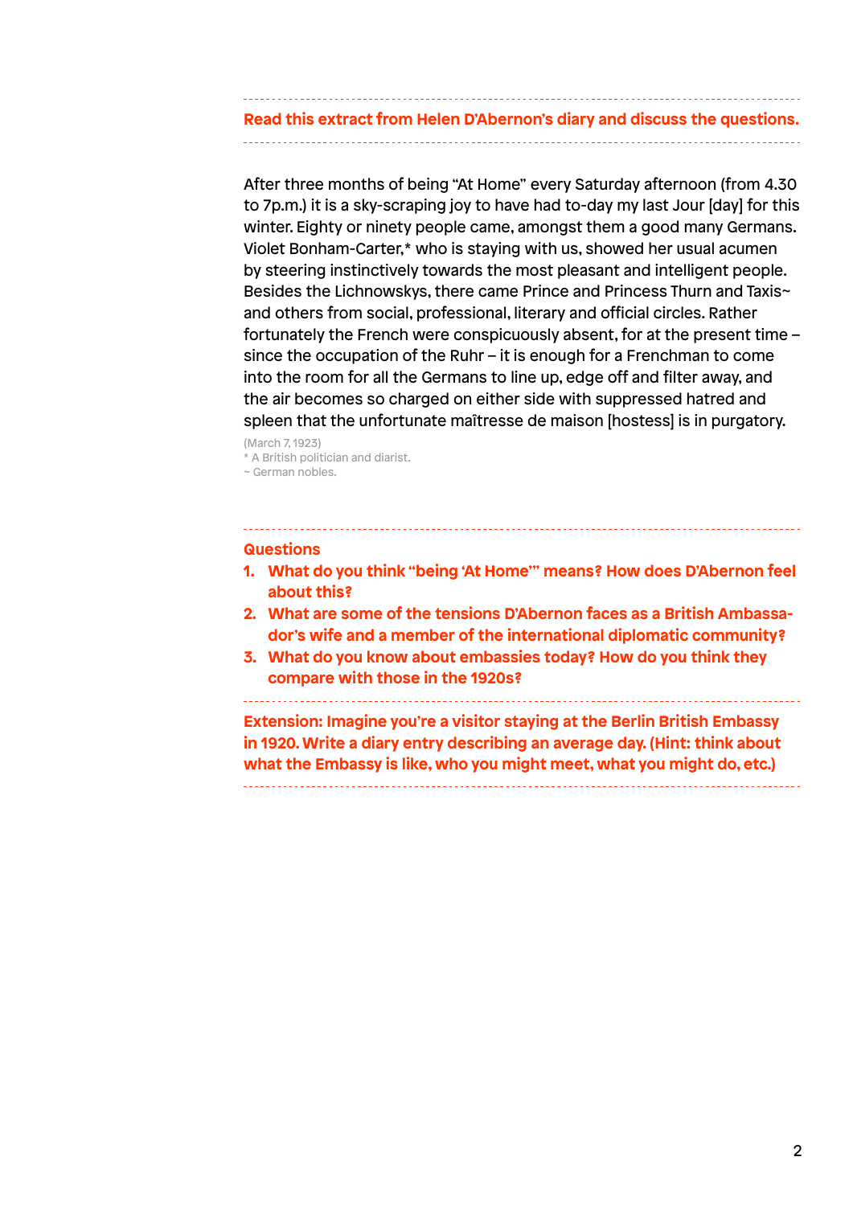**Read this extract from Helen D'Abernon's diary and discuss the questions.**

After three months of being "At Home" every Saturday afternoon (from 4.30 to 7p.m.) it is a sky-scraping joy to have had to-day my last Jour [day] for this winter. Eighty or ninety people came, amongst them a good many Germans. Violet Bonham-Carter,* who is staying with us, showed her usual acumen by steering instinctively towards the most pleasant and intelligent people. Besides the Lichnowskys, there came Prince and Princess Thurn and Taxis~ and others from social, professional, literary and official circles. Rather fortunately the French were conspicuously absent, for at the present time – since the occupation of the Ruhr – it is enough for a Frenchman to come into the room for all the Germans to line up, edge off and filter away, and the air becomes so charged on either side with suppressed hatred and spleen that the unfortunate maîtresse de maison [hostess] is in purgatory.

(March 7, 1923)

\* A British politician and diarist.

~ German nobles.

## Questions

1. **What do you think "being 'At Home'" means? How does D'Abernon feel about this?**
2. **What are some of the tensions D'Abernon faces as a British Ambassador's wife and a member of the international diplomatic community?**
3. **What do you know about embassies today? How do you think they compare with those in the 1920s?**

**Extension: Imagine you're a visitor staying at the Berlin British Embassy in 1920. Write a diary entry describing an average day. (Hint: think about what the Embassy is like, who you might meet, what you might do, etc.)**